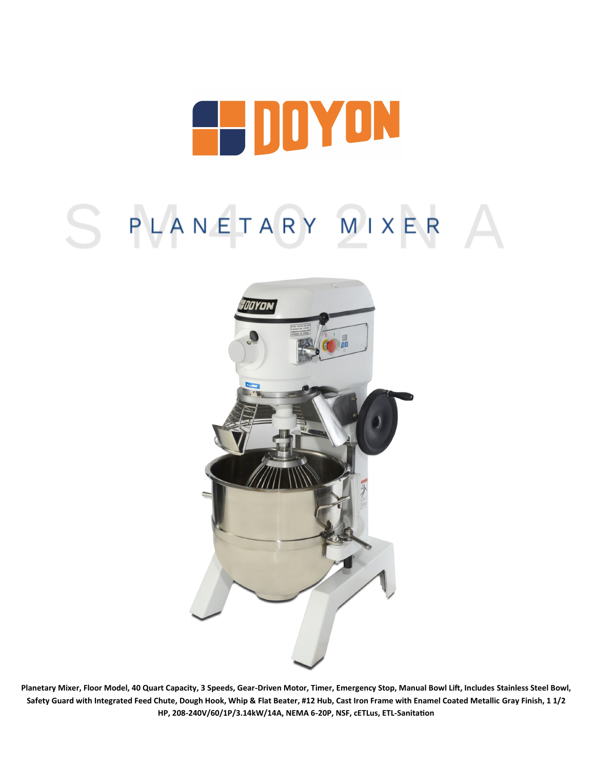# DOYON

# SM402NA

## PLANETARY MIXER

**Planetary Mixer, Floor Model, 40 Quart Capacity, 3 Speeds, Gear-Driven Motor, Timer, Emergency Stop, Manual Bowl Lift, Includes Stainless Steel Bowl, Safety Guard with Integrated Feed Chute, Dough Hook, Whip & Flat Beater, #12 Hub, Cast Iron Frame with Enamel Coated Metallic Gray Finish, 1 1/2 HP, 208-240V/60/1P/3.14kW/14A, NEMA 6-20P, NSF, cETLus, ETL-Sanitation**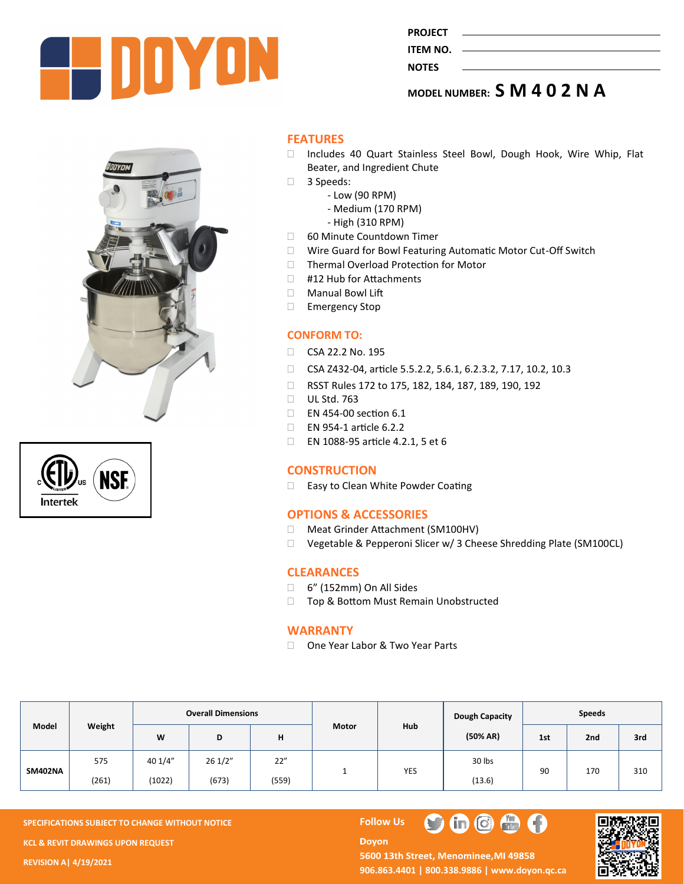# DOYON

**PROJECT** \_\_\_\_\_\_\_\_\_\_\_\_\_\_\_\_

**ITEM NO.** \_\_\_\_\_\_\_\_\_\_\_\_\_\_\_\_

**NOTES** \_\_\_\_\_\_\_\_\_\_\_\_\_\_\_\_

**MODEL NUMBER: SM402NA**

## FEATURES

- Includes 40 Quart Stainless Steel Bowl, Dough Hook, Wire Whip, Flat Beater, and Ingredient Chute
- 3 Speeds:
  - Low (90 RPM)
  - Medium (170 RPM)
  - High (310 RPM)
- 60 Minute Countdown Timer
- Wire Guard for Bowl Featuring Automatic Motor Cut-Off Switch
- Thermal Overload Protection for Motor
- #12 Hub for Attachments
- Manual Bowl Lift
- Emergency Stop

## CONFORM TO:

- CSA 22.2 No. 195
- CSA Z432-04, article 5.5.2.2, 5.6.1, 6.2.3.2, 7.17, 10.2, 10.3
- RSST Rules 172 to 175, 182, 184, 187, 189, 190, 192
- UL Std. 763
- EN 454-00 section 6.1
- EN 954-1 article 6.2.2
- EN 1088-95 article 4.2.1, 5 et 6

## CONSTRUCTION

- Easy to Clean White Powder Coating

## OPTIONS & ACCESSORIES

- Meat Grinder Attachment (SM100HV)
- Vegetable & Pepperoni Slicer w/ 3 Cheese Shredding Plate (SM100CL)

## CLEARANCES

- 6" (152mm) On All Sides
- Top & Bottom Must Remain Unobstructed

## WARRANTY

- One Year Labor & Two Year Parts

| Model | Weight | Overall Dimensions | | | Motor | Hub | Dough Capacity (50% AR) | Speeds | | |
|---|---|---|---|---|---|---|---|---|---|---|
| | | W | D | H | | | | 1st | 2nd | 3rd |
| SM402NA | 575 (261) | 40 1/4" (1022) | 26 1/2" (673) | 22" (559) | 1 | YES | 30 lbs (13.6) | 90 | 170 | 310 |

**SPECIFICATIONS SUBJECT TO CHANGE WITHOUT NOTICE**

**KCL & REVIT DRAWINGS UPON REQUEST**

**REVISION A| 4/19/2021**

**Follow Us**

**Doyon**
**5600 13th Street, Menominee,MI 49858**
**906.863.4401 | 800.338.9886 | www.doyon.qc.ca**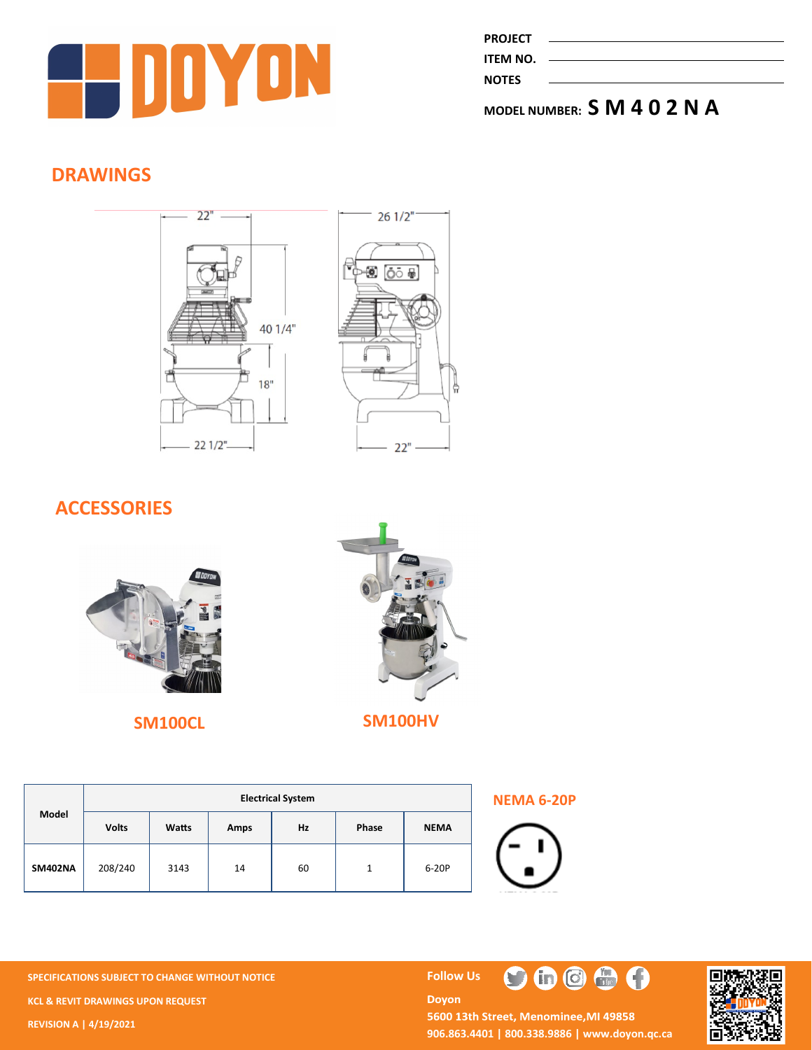PROJECT
ITEM NO.
NOTES

MODEL NUMBER: **SM402NA**

## DRAWINGS

22"
26 1/2"
40 1/4"
18"
22 1/2"
22"

## ACCESSORIES

**SM100CL**

**SM100HV**

| Model | Electrical System | | | | | |
|---|---|---|---|---|---|---|
| | Volts | Watts | Amps | Hz | Phase | NEMA |
| SM402NA | 208/240 | 3143 | 14 | 60 | 1 | 6-20P |

**NEMA 6-20P**

SPECIFICATIONS SUBJECT TO CHANGE WITHOUT NOTICE

KCL & REVIT DRAWINGS UPON REQUEST

REVISION A | 4/19/2021

Follow Us

Doyon
5600 13th Street, Menominee,MI 49858
906.863.4401 | 800.338.9886 | www.doyon.qc.ca